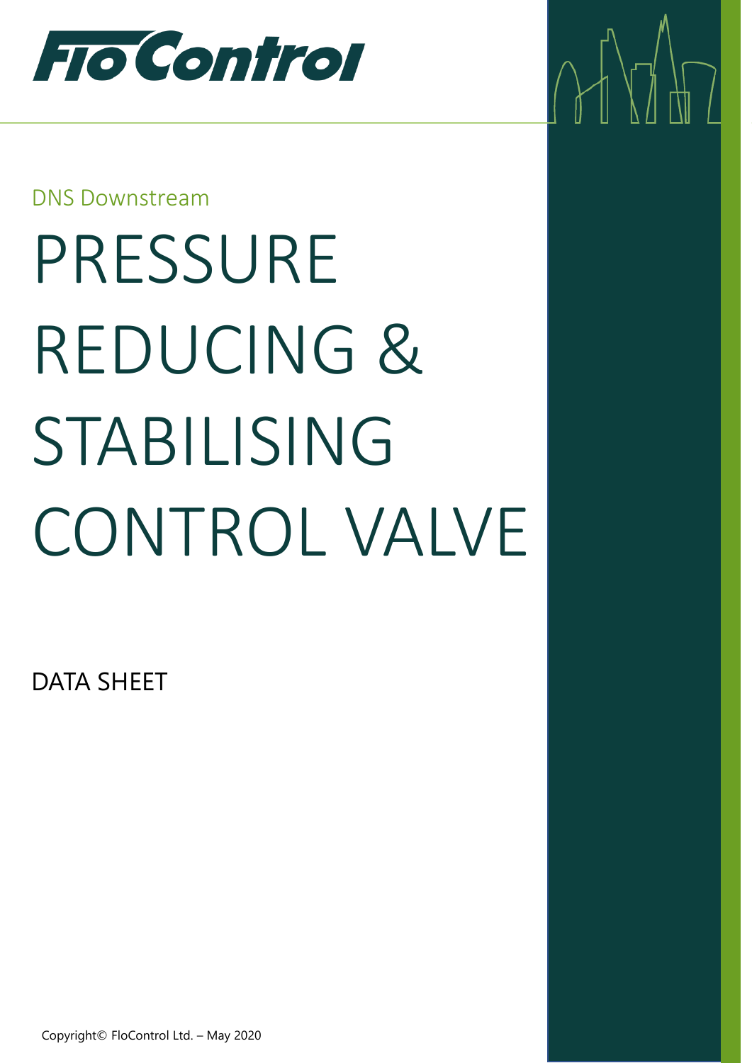FloControl

DNS Downstream

# PRESSURE REDUCING & STABILISING CONTROL VALVE

DATA SHEET

Copyright© FloControl Ltd. – May 2020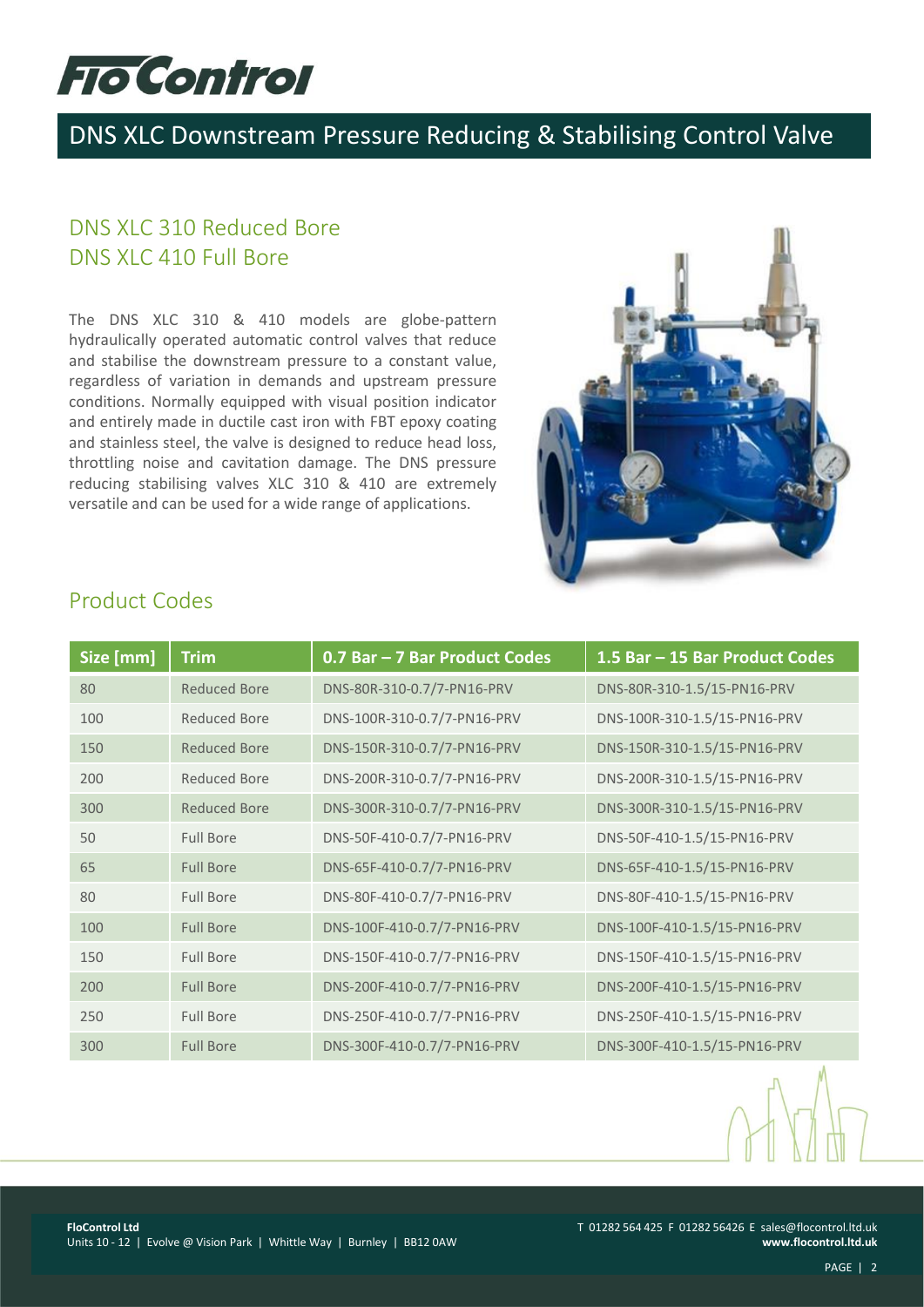# DNS XLC Downstream Pressure Reducing & Stabilising Control Valve

## DNS XLC 310 Reduced Bore
## DNS XLC 410 Full Bore

The DNS XLC 310 & 410 models are globe-pattern hydraulically operated automatic control valves that reduce and stabilise the downstream pressure to a constant value, regardless of variation in demands and upstream pressure conditions. Normally equipped with visual position indicator and entirely made in ductile cast iron with FBT epoxy coating and stainless steel, the valve is designed to reduce head loss, throttling noise and cavitation damage. The DNS pressure reducing stabilising valves XLC 310 & 410 are extremely versatile and can be used for a wide range of applications.

## Product Codes

| Size [mm] | Trim | 0.7 Bar – 7 Bar Product Codes | 1.5 Bar – 15 Bar Product Codes |
|---|---|---|---|
| 80 | Reduced Bore | DNS-80R-310-0.7/7-PN16-PRV | DNS-80R-310-1.5/15-PN16-PRV |
| 100 | Reduced Bore | DNS-100R-310-0.7/7-PN16-PRV | DNS-100R-310-1.5/15-PN16-PRV |
| 150 | Reduced Bore | DNS-150R-310-0.7/7-PN16-PRV | DNS-150R-310-1.5/15-PN16-PRV |
| 200 | Reduced Bore | DNS-200R-310-0.7/7-PN16-PRV | DNS-200R-310-1.5/15-PN16-PRV |
| 300 | Reduced Bore | DNS-300R-310-0.7/7-PN16-PRV | DNS-300R-310-1.5/15-PN16-PRV |
| 50 | Full Bore | DNS-50F-410-0.7/7-PN16-PRV | DNS-50F-410-1.5/15-PN16-PRV |
| 65 | Full Bore | DNS-65F-410-0.7/7-PN16-PRV | DNS-65F-410-1.5/15-PN16-PRV |
| 80 | Full Bore | DNS-80F-410-0.7/7-PN16-PRV | DNS-80F-410-1.5/15-PN16-PRV |
| 100 | Full Bore | DNS-100F-410-0.7/7-PN16-PRV | DNS-100F-410-1.5/15-PN16-PRV |
| 150 | Full Bore | DNS-150F-410-0.7/7-PN16-PRV | DNS-150F-410-1.5/15-PN16-PRV |
| 200 | Full Bore | DNS-200F-410-0.7/7-PN16-PRV | DNS-200F-410-1.5/15-PN16-PRV |
| 250 | Full Bore | DNS-250F-410-0.7/7-PN16-PRV | DNS-250F-410-1.5/15-PN16-PRV |
| 300 | Full Bore | DNS-300F-410-0.7/7-PN16-PRV | DNS-300F-410-1.5/15-PN16-PRV |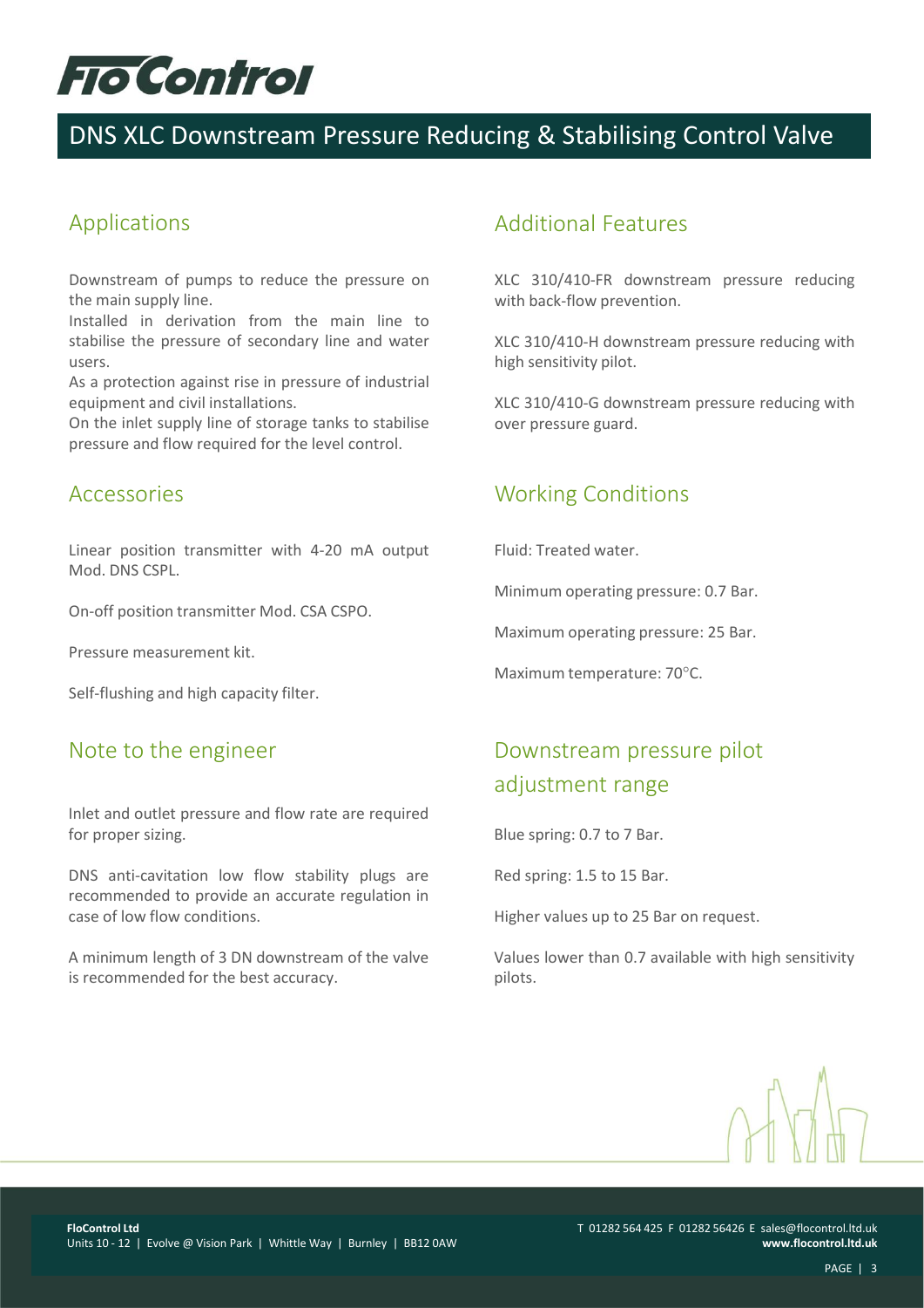# DNS XLC Downstream Pressure Reducing & Stabilising Control Valve

## Applications

Downstream of pumps to reduce the pressure on the main supply line.
Installed in derivation from the main line to stabilise the pressure of secondary line and water users.
As a protection against rise in pressure of industrial equipment and civil installations.
On the inlet supply line of storage tanks to stabilise pressure and flow required for the level control.

## Accessories

Linear position transmitter with 4-20 mA output Mod. DNS CSPL.

On-off position transmitter Mod. CSA CSPO.

Pressure measurement kit.

Self-flushing and high capacity filter.

## Note to the engineer

Inlet and outlet pressure and flow rate are required for proper sizing.

DNS anti-cavitation low flow stability plugs are recommended to provide an accurate regulation in case of low flow conditions.

A minimum length of 3 DN downstream of the valve is recommended for the best accuracy.

## Additional Features

XLC 310/410-FR downstream pressure reducing with back-flow prevention.

XLC 310/410-H downstream pressure reducing with high sensitivity pilot.

XLC 310/410-G downstream pressure reducing with over pressure guard.

## Working Conditions

Fluid: Treated water.

Minimum operating pressure: 0.7 Bar.

Maximum operating pressure: 25 Bar.

Maximum temperature: 70°C.

## Downstream pressure pilot adjustment range

Blue spring: 0.7 to 7 Bar.

Red spring: 1.5 to 15 Bar.

Higher values up to 25 Bar on request.

Values lower than 0.7 available with high sensitivity pilots.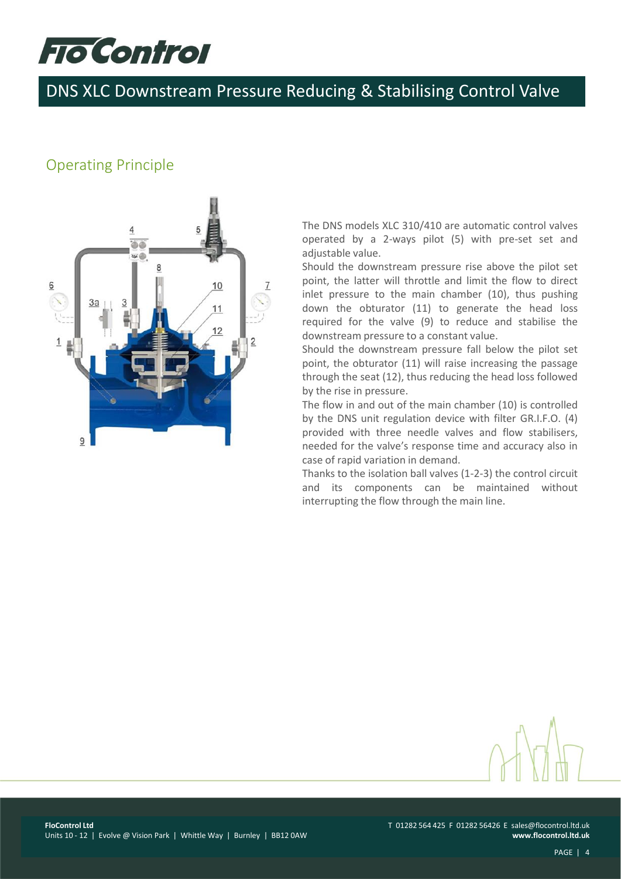# DNS XLC Downstream Pressure Reducing & Stabilising Control Valve

## Operating Principle

4
5
8
6
10
7
3a
3
11
12
1
2
9

The DNS models XLC 310/410 are automatic control valves operated by a 2-ways pilot (5) with pre-set set and adjustable value.

Should the downstream pressure rise above the pilot set point, the latter will throttle and limit the flow to direct inlet pressure to the main chamber (10), thus pushing down the obturator (11) to generate the head loss required for the valve (9) to reduce and stabilise the downstream pressure to a constant value.

Should the downstream pressure fall below the pilot set point, the obturator (11) will raise increasing the passage through the seat (12), thus reducing the head loss followed by the rise in pressure.

The flow in and out of the main chamber (10) is controlled by the DNS unit regulation device with filter GR.I.F.O. (4) provided with three needle valves and flow stabilisers, needed for the valve's response time and accuracy also in case of rapid variation in demand.

Thanks to the isolation ball valves (1-2-3) the control circuit and its components can be maintained without interrupting the flow through the main line.